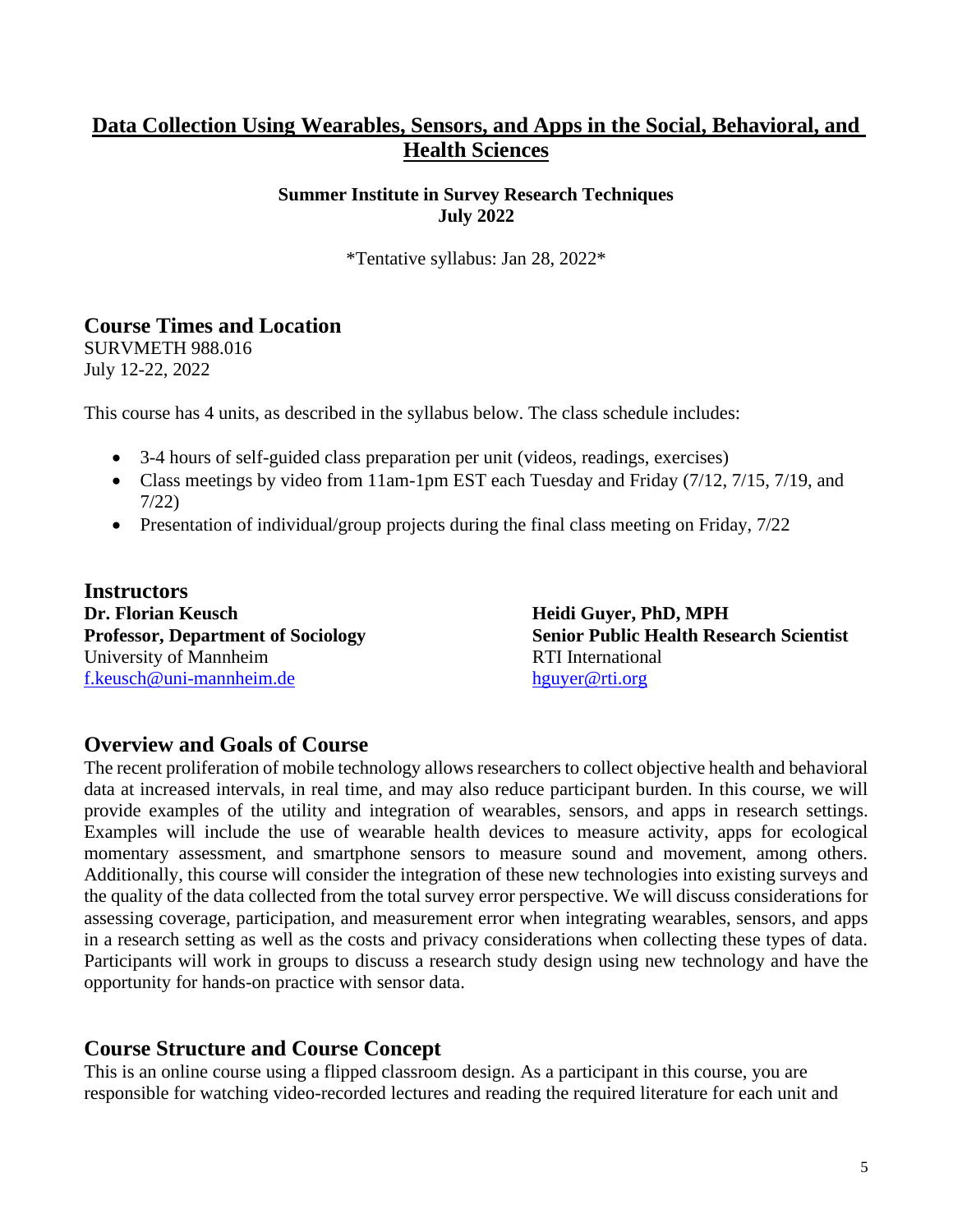# Data Collection Using Wearables, Sensors, and Apps in the Social, Behavioral, and Health Sciences

**Summer Institute in Survey Research Techniques**
**July 2022**

*Tentative syllabus: Jan 28, 2022*

## Course Times and Location

SURVMETH 988.016
July 12-22, 2022

This course has 4 units, as described in the syllabus below. The class schedule includes:

- 3-4 hours of self-guided class preparation per unit (videos, readings, exercises)
- Class meetings by video from 11am-1pm EST each Tuesday and Friday (7/12, 7/15, 7/19, and 7/22)
- Presentation of individual/group projects during the final class meeting on Friday, 7/22

## Instructors

**Dr. Florian Keusch**
**Professor, Department of Sociology**
University of Mannheim
f.keusch@uni-mannheim.de

**Heidi Guyer, PhD, MPH**
**Senior Public Health Research Scientist**
RTI International
hguyer@rti.org

## Overview and Goals of Course

The recent proliferation of mobile technology allows researchers to collect objective health and behavioral data at increased intervals, in real time, and may also reduce participant burden. In this course, we will provide examples of the utility and integration of wearables, sensors, and apps in research settings. Examples will include the use of wearable health devices to measure activity, apps for ecological momentary assessment, and smartphone sensors to measure sound and movement, among others. Additionally, this course will consider the integration of these new technologies into existing surveys and the quality of the data collected from the total survey error perspective. We will discuss considerations for assessing coverage, participation, and measurement error when integrating wearables, sensors, and apps in a research setting as well as the costs and privacy considerations when collecting these types of data. Participants will work in groups to discuss a research study design using new technology and have the opportunity for hands-on practice with sensor data.

## Course Structure and Course Concept

This is an online course using a flipped classroom design. As a participant in this course, you are responsible for watching video-recorded lectures and reading the required literature for each unit and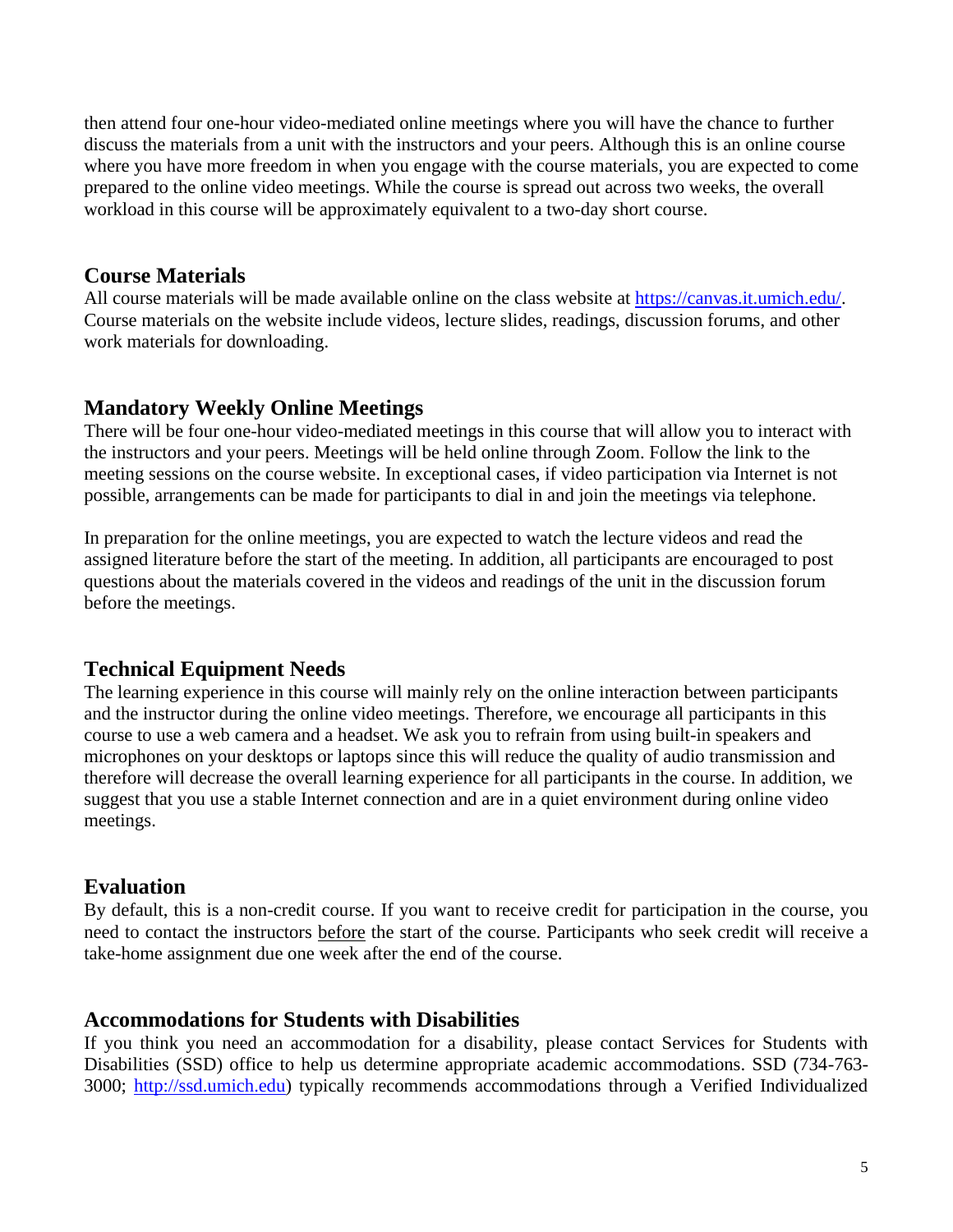then attend four one-hour video-mediated online meetings where you will have the chance to further discuss the materials from a unit with the instructors and your peers. Although this is an online course where you have more freedom in when you engage with the course materials, you are expected to come prepared to the online video meetings. While the course is spread out across two weeks, the overall workload in this course will be approximately equivalent to a two-day short course.

## Course Materials

All course materials will be made available online on the class website at https://canvas.it.umich.edu/. Course materials on the website include videos, lecture slides, readings, discussion forums, and other work materials for downloading.

## Mandatory Weekly Online Meetings

There will be four one-hour video-mediated meetings in this course that will allow you to interact with the instructors and your peers. Meetings will be held online through Zoom. Follow the link to the meeting sessions on the course website. In exceptional cases, if video participation via Internet is not possible, arrangements can be made for participants to dial in and join the meetings via telephone.

In preparation for the online meetings, you are expected to watch the lecture videos and read the assigned literature before the start of the meeting. In addition, all participants are encouraged to post questions about the materials covered in the videos and readings of the unit in the discussion forum before the meetings.

## Technical Equipment Needs

The learning experience in this course will mainly rely on the online interaction between participants and the instructor during the online video meetings. Therefore, we encourage all participants in this course to use a web camera and a headset. We ask you to refrain from using built-in speakers and microphones on your desktops or laptops since this will reduce the quality of audio transmission and therefore will decrease the overall learning experience for all participants in the course. In addition, we suggest that you use a stable Internet connection and are in a quiet environment during online video meetings.

## Evaluation

By default, this is a non-credit course. If you want to receive credit for participation in the course, you need to contact the instructors <u>before</u> the start of the course. Participants who seek credit will receive a take-home assignment due one week after the end of the course.

## Accommodations for Students with Disabilities

If you think you need an accommodation for a disability, please contact Services for Students with Disabilities (SSD) office to help us determine appropriate academic accommodations. SSD (734-763-3000; http://ssd.umich.edu) typically recommends accommodations through a Verified Individualized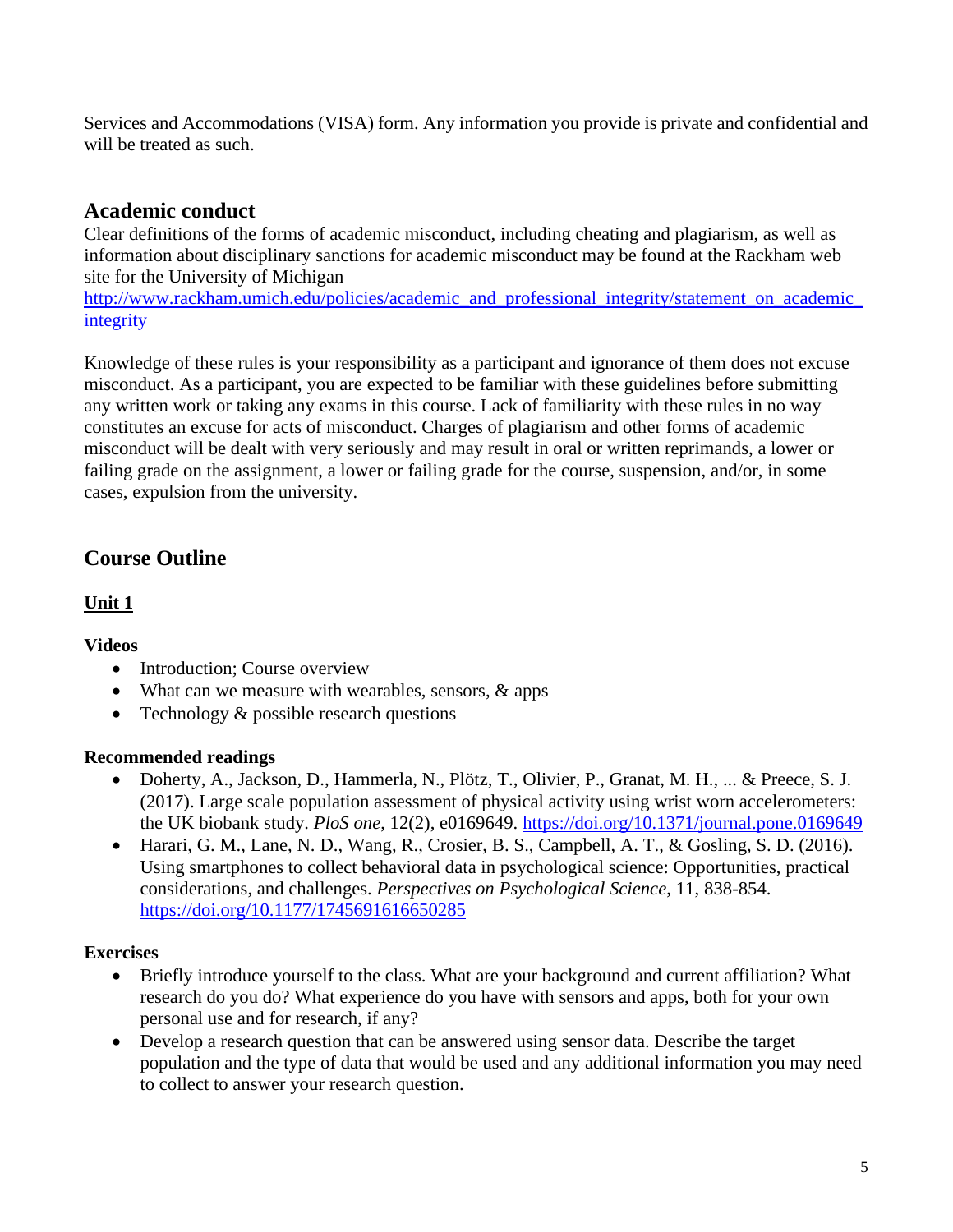Services and Accommodations (VISA) form. Any information you provide is private and confidential and will be treated as such.

## Academic conduct

Clear definitions of the forms of academic misconduct, including cheating and plagiarism, as well as information about disciplinary sanctions for academic misconduct may be found at the Rackham web site for the University of Michigan
http://www.rackham.umich.edu/policies/academic_and_professional_integrity/statement_on_academic_integrity

Knowledge of these rules is your responsibility as a participant and ignorance of them does not excuse misconduct. As a participant, you are expected to be familiar with these guidelines before submitting any written work or taking any exams in this course. Lack of familiarity with these rules in no way constitutes an excuse for acts of misconduct. Charges of plagiarism and other forms of academic misconduct will be dealt with very seriously and may result in oral or written reprimands, a lower or failing grade on the assignment, a lower or failing grade for the course, suspension, and/or, in some cases, expulsion from the university.

## Course Outline

### Unit 1

**Videos**

- Introduction; Course overview
- What can we measure with wearables, sensors, & apps
- Technology & possible research questions

**Recommended readings**

- Doherty, A., Jackson, D., Hammerla, N., Plötz, T., Olivier, P., Granat, M. H., ... & Preece, S. J. (2017). Large scale population assessment of physical activity using wrist worn accelerometers: the UK biobank study. *PloS one*, 12(2), e0169649. https://doi.org/10.1371/journal.pone.0169649
- Harari, G. M., Lane, N. D., Wang, R., Crosier, B. S., Campbell, A. T., & Gosling, S. D. (2016). Using smartphones to collect behavioral data in psychological science: Opportunities, practical considerations, and challenges. *Perspectives on Psychological Science*, 11, 838-854. https://doi.org/10.1177/1745691616650285

**Exercises**

- Briefly introduce yourself to the class. What are your background and current affiliation? What research do you do? What experience do you have with sensors and apps, both for your own personal use and for research, if any?
- Develop a research question that can be answered using sensor data. Describe the target population and the type of data that would be used and any additional information you may need to collect to answer your research question.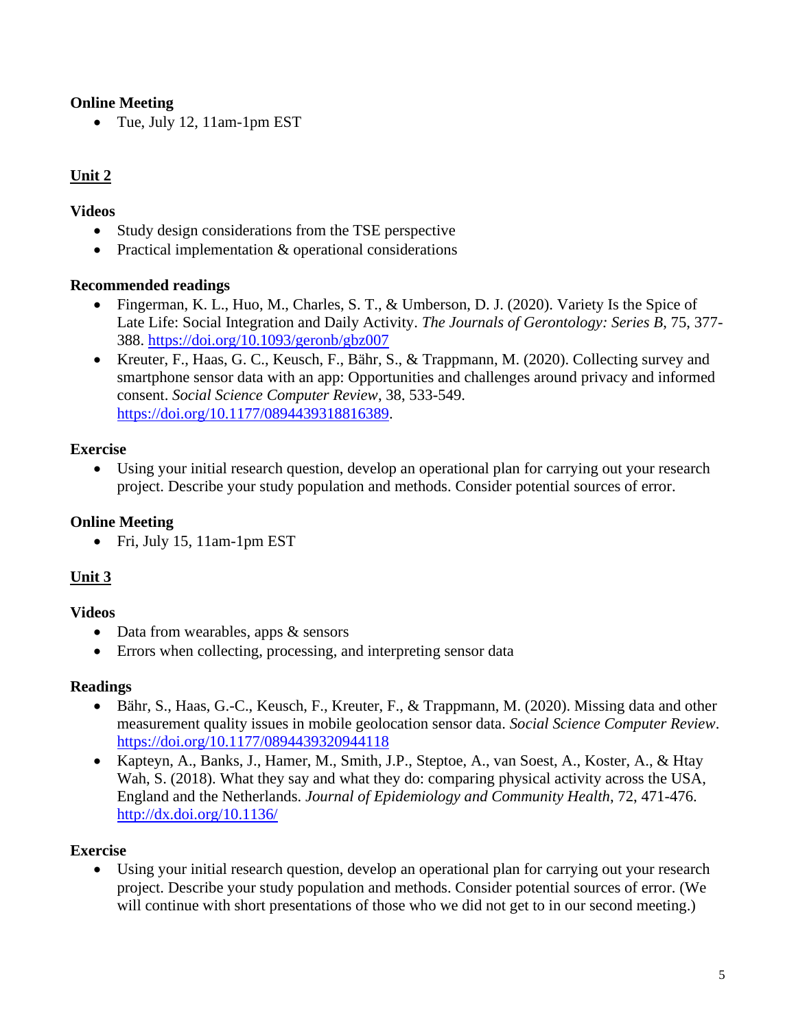**Online Meeting**

- Tue, July 12, 11am-1pm EST

## Unit 2

**Videos**

- Study design considerations from the TSE perspective
- Practical implementation & operational considerations

**Recommended readings**

- Fingerman, K. L., Huo, M., Charles, S. T., & Umberson, D. J. (2020). Variety Is the Spice of Late Life: Social Integration and Daily Activity. *The Journals of Gerontology: Series B*, 75, 377-388. https://doi.org/10.1093/geronb/gbz007
- Kreuter, F., Haas, G. C., Keusch, F., Bähr, S., & Trappmann, M. (2020). Collecting survey and smartphone sensor data with an app: Opportunities and challenges around privacy and informed consent. *Social Science Computer Review*, 38, 533-549. https://doi.org/10.1177/0894439318816389.

**Exercise**

- Using your initial research question, develop an operational plan for carrying out your research project. Describe your study population and methods. Consider potential sources of error.

**Online Meeting**

- Fri, July 15, 11am-1pm EST

## Unit 3

**Videos**

- Data from wearables, apps & sensors
- Errors when collecting, processing, and interpreting sensor data

**Readings**

- Bähr, S., Haas, G.-C., Keusch, F., Kreuter, F., & Trappmann, M. (2020). Missing data and other measurement quality issues in mobile geolocation sensor data. *Social Science Computer Review*. https://doi.org/10.1177/0894439320944118
- Kapteyn, A., Banks, J., Hamer, M., Smith, J.P., Steptoe, A., van Soest, A., Koster, A., & Htay Wah, S. (2018). What they say and what they do: comparing physical activity across the USA, England and the Netherlands. *Journal of Epidemiology and Community Health*, 72, 471-476. http://dx.doi.org/10.1136/

**Exercise**

- Using your initial research question, develop an operational plan for carrying out your research project. Describe your study population and methods. Consider potential sources of error. (We will continue with short presentations of those who we did not get to in our second meeting.)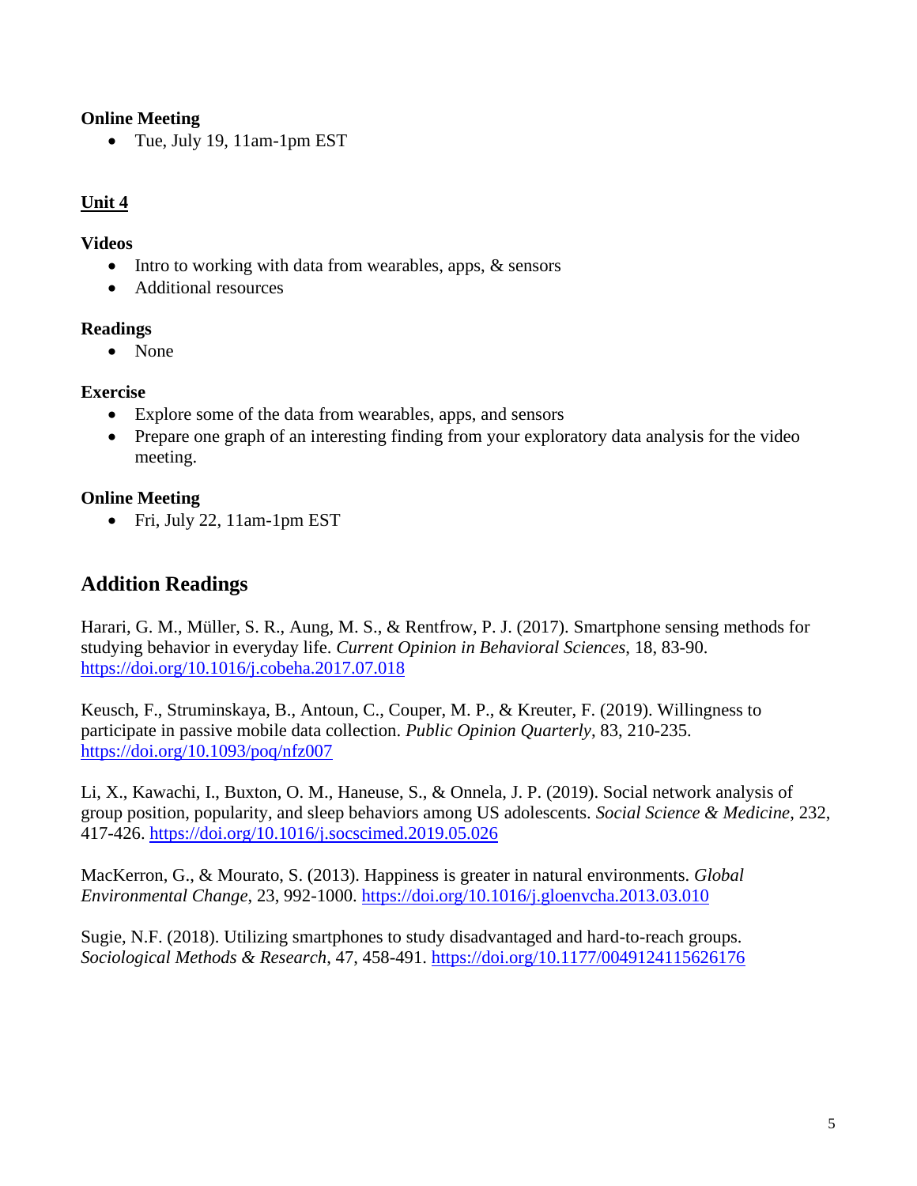**Online Meeting**

- Tue, July 19, 11am-1pm EST

**<u>Unit 4</u>**

**Videos**

- Intro to working with data from wearables, apps, & sensors
- Additional resources

**Readings**

- None

**Exercise**

- Explore some of the data from wearables, apps, and sensors
- Prepare one graph of an interesting finding from your exploratory data analysis for the video meeting.

**Online Meeting**

- Fri, July 22, 11am-1pm EST

## Addition Readings

Harari, G. M., Müller, S. R., Aung, M. S., & Rentfrow, P. J. (2017). Smartphone sensing methods for studying behavior in everyday life. *Current Opinion in Behavioral Sciences*, 18, 83-90. https://doi.org/10.1016/j.cobeha.2017.07.018

Keusch, F., Struminskaya, B., Antoun, C., Couper, M. P., & Kreuter, F. (2019). Willingness to participate in passive mobile data collection. *Public Opinion Quarterly*, 83, 210-235. https://doi.org/10.1093/poq/nfz007

Li, X., Kawachi, I., Buxton, O. M., Haneuse, S., & Onnela, J. P. (2019). Social network analysis of group position, popularity, and sleep behaviors among US adolescents. *Social Science & Medicine*, 232, 417-426. https://doi.org/10.1016/j.socscimed.2019.05.026

MacKerron, G., & Mourato, S. (2013). Happiness is greater in natural environments. *Global Environmental Change*, 23, 992-1000. https://doi.org/10.1016/j.gloenvcha.2013.03.010

Sugie, N.F. (2018). Utilizing smartphones to study disadvantaged and hard-to-reach groups. *Sociological Methods & Research*, 47, 458-491. https://doi.org/10.1177/0049124115626176